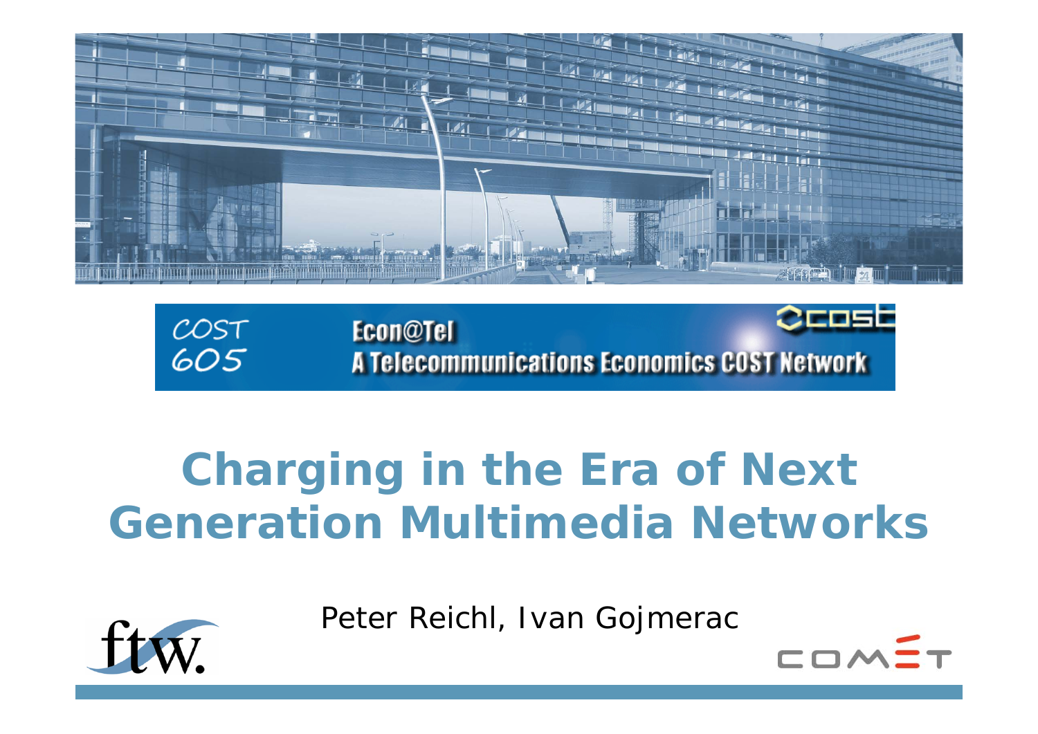COST 605

Econ@Tel

A Telecommunications Economics COST Network

# Charging in the Era of Next Generation Multimedia Networks

Peter Reichl, Ivan Gojmerac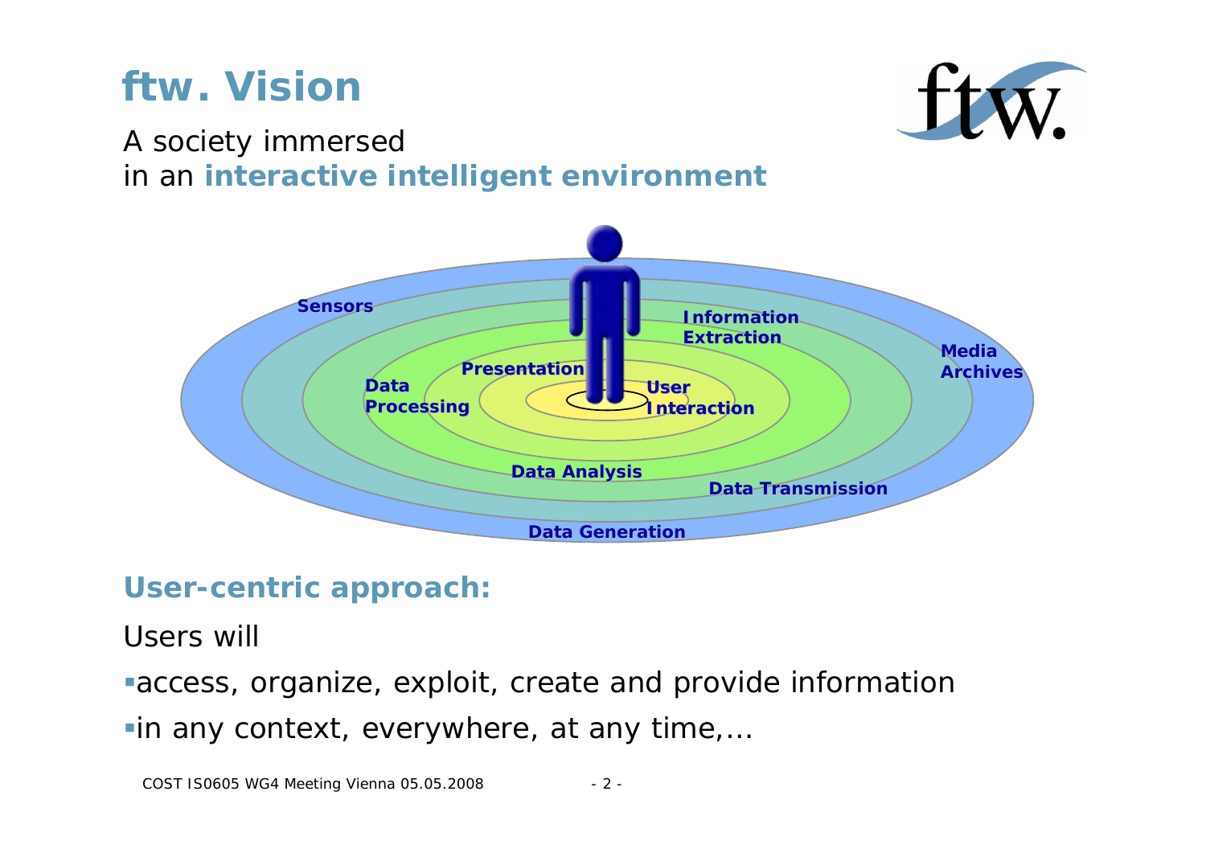# ftw. Vision

A society immersed
in an **interactive intelligent environment**

Sensors

Information Extraction

Media Archives

Presentation

Data Processing

User Interaction

Data Analysis

Data Transmission

Data Generation

## User-centric approach:

Users will

- access, organize, exploit, create and provide information
- in any context, everywhere, at any time,…

COST IS0605 WG4 Meeting Vienna 05.05.2008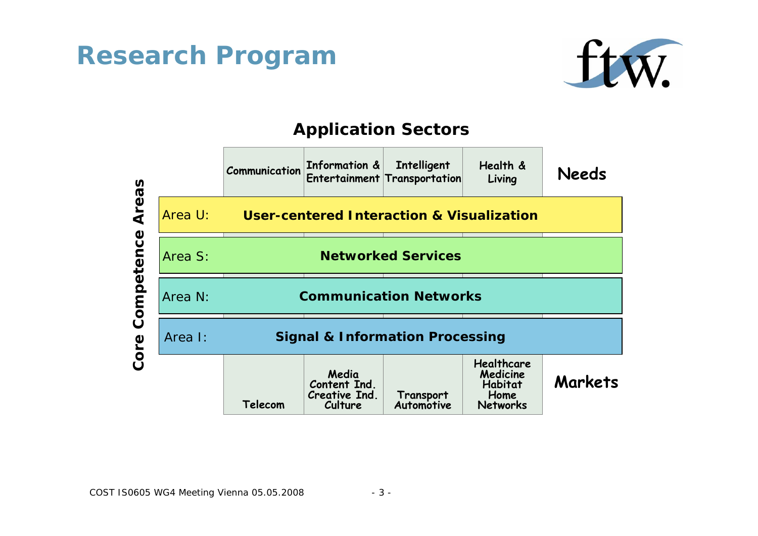# Research Program

**Application Sectors**

| | Communication | Information & Entertainment | Intelligent Transportation | Health & Living | **Needs** |
|---|---|---|---|---|---|
| Area U: | **User-centered Interaction & Visualization** | | | | |
| Area S: | **Networked Services** | | | | |
| Area N: | **Communication Networks** | | | | |
| Area I: | **Signal & Information Processing** | | | | |
| | Telecom | Media, Content Ind., Creative Ind., Culture | Transport, Automotive | Healthcare, Medicine, Habitat, Home Networks | **Markets** |

**Core Competence Areas**

COST IS0605 WG4 Meeting Vienna 05.05.2008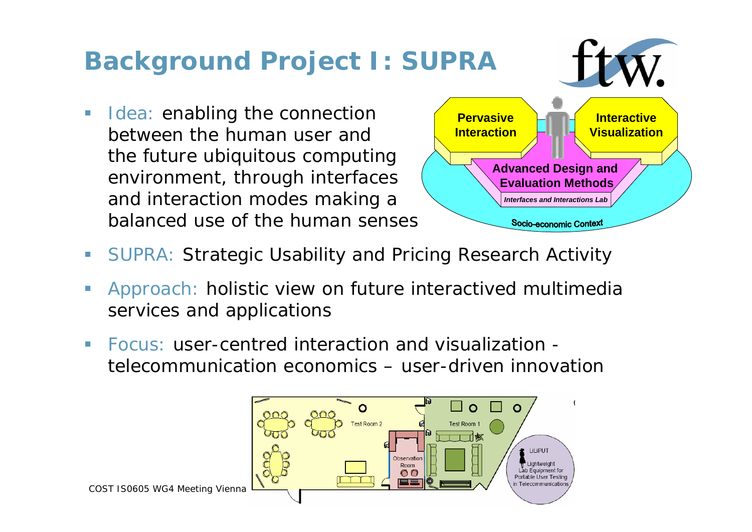# Background Project I: SUPRA

- Idea: enabling the connection between the human user and the future ubiquitous computing environment, through interfaces and interaction modes making a balanced use of the human senses
- SUPRA: Strategic Usability and Pricing Research Activity
- Approach: holistic view on future interactived multimedia services and applications
- Focus: user-centred interaction and visualization - telecommunication economics – user-driven innovation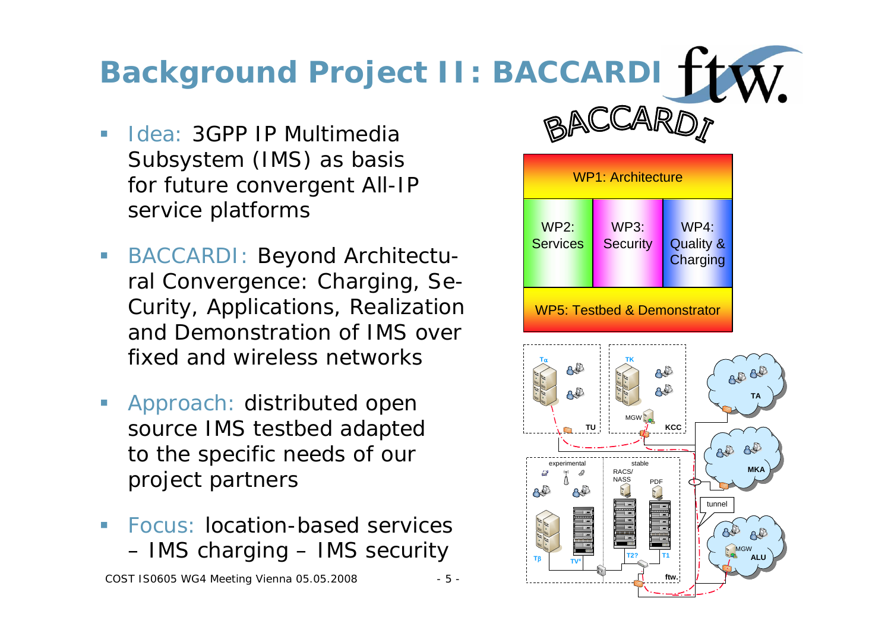# Background Project II: BACCARDI

- Idea: 3GPP IP Multimedia Subsystem (IMS) as basis for future convergent All-IP service platforms
- BACCARDI: Beyond Architectural Convergence: Charging, SeCurity, Applications, Realization and Demonstration of IMS over fixed and wireless networks
- Approach: distributed open source IMS testbed adapted to the specific needs of our project partners
- Focus: location-based services – IMS charging – IMS security

BACCARDI

WP1: Architecture

WP2: Services | WP3: Security | WP4: Quality & Charging

WP5: Testbed & Demonstrator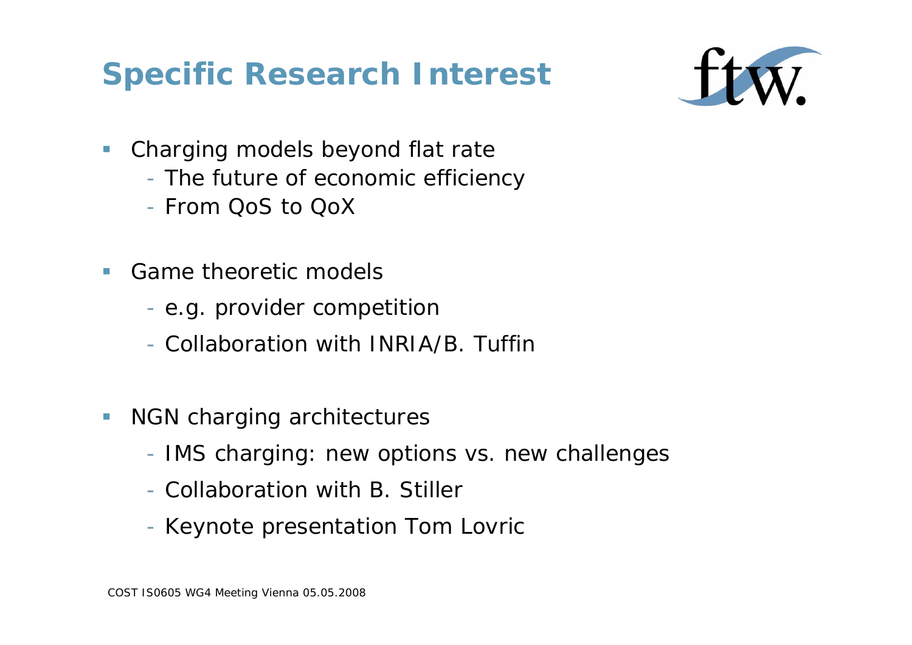# Specific Research Interest

- Charging models beyond flat rate
  - The future of economic efficiency
  - From QoS to QoX
- Game theoretic models
  - e.g. provider competition
  - Collaboration with INRIA/B. Tuffin
- NGN charging architectures
  - IMS charging: new options vs. new challenges
  - Collaboration with B. Stiller
  - Keynote presentation Tom Lovric